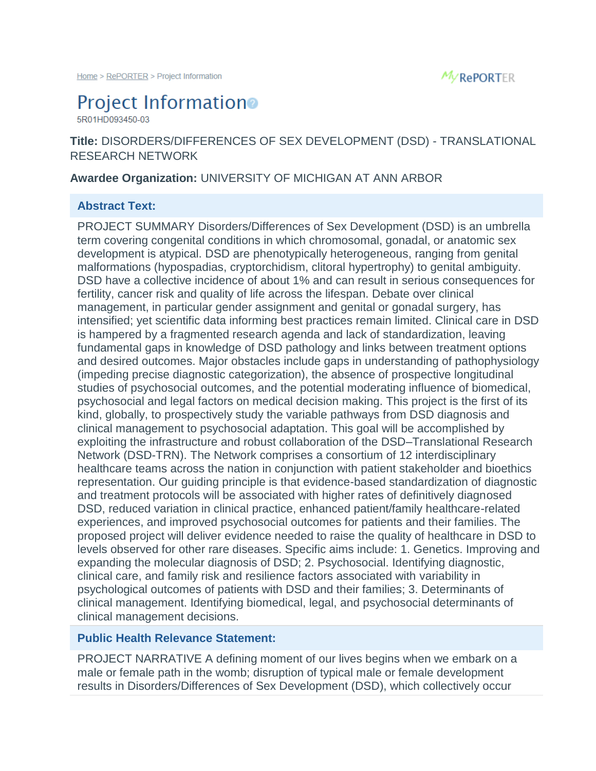Home > RePORTER > Project Information

# Project Information

5R01HD093450-03

**Title:** DISORDERS/DIFFERENCES OF SEX DEVELOPMENT (DSD) - TRANSLATIONAL RESEARCH NETWORK

**Awardee Organization:** UNIVERSITY OF MICHIGAN AT ANN ARBOR

## Abstract Text:

PROJECT SUMMARY Disorders/Differences of Sex Development (DSD) is an umbrella term covering congenital conditions in which chromosomal, gonadal, or anatomic sex development is atypical. DSD are phenotypically heterogeneous, ranging from genital malformations (hypospadias, cryptorchidism, clitoral hypertrophy) to genital ambiguity. DSD have a collective incidence of about 1% and can result in serious consequences for fertility, cancer risk and quality of life across the lifespan. Debate over clinical management, in particular gender assignment and genital or gonadal surgery, has intensified; yet scientific data informing best practices remain limited. Clinical care in DSD is hampered by a fragmented research agenda and lack of standardization, leaving fundamental gaps in knowledge of DSD pathology and links between treatment options and desired outcomes. Major obstacles include gaps in understanding of pathophysiology (impeding precise diagnostic categorization), the absence of prospective longitudinal studies of psychosocial outcomes, and the potential moderating influence of biomedical, psychosocial and legal factors on medical decision making. This project is the first of its kind, globally, to prospectively study the variable pathways from DSD diagnosis and clinical management to psychosocial adaptation. This goal will be accomplished by exploiting the infrastructure and robust collaboration of the DSD–Translational Research Network (DSD-TRN). The Network comprises a consortium of 12 interdisciplinary healthcare teams across the nation in conjunction with patient stakeholder and bioethics representation. Our guiding principle is that evidence-based standardization of diagnostic and treatment protocols will be associated with higher rates of definitively diagnosed DSD, reduced variation in clinical practice, enhanced patient/family healthcare-related experiences, and improved psychosocial outcomes for patients and their families. The proposed project will deliver evidence needed to raise the quality of healthcare in DSD to levels observed for other rare diseases. Specific aims include: 1. Genetics. Improving and expanding the molecular diagnosis of DSD; 2. Psychosocial. Identifying diagnostic, clinical care, and family risk and resilience factors associated with variability in psychological outcomes of patients with DSD and their families; 3. Determinants of clinical management. Identifying biomedical, legal, and psychosocial determinants of clinical management decisions.

## Public Health Relevance Statement:

PROJECT NARRATIVE A defining moment of our lives begins when we embark on a male or female path in the womb; disruption of typical male or female development results in Disorders/Differences of Sex Development (DSD), which collectively occur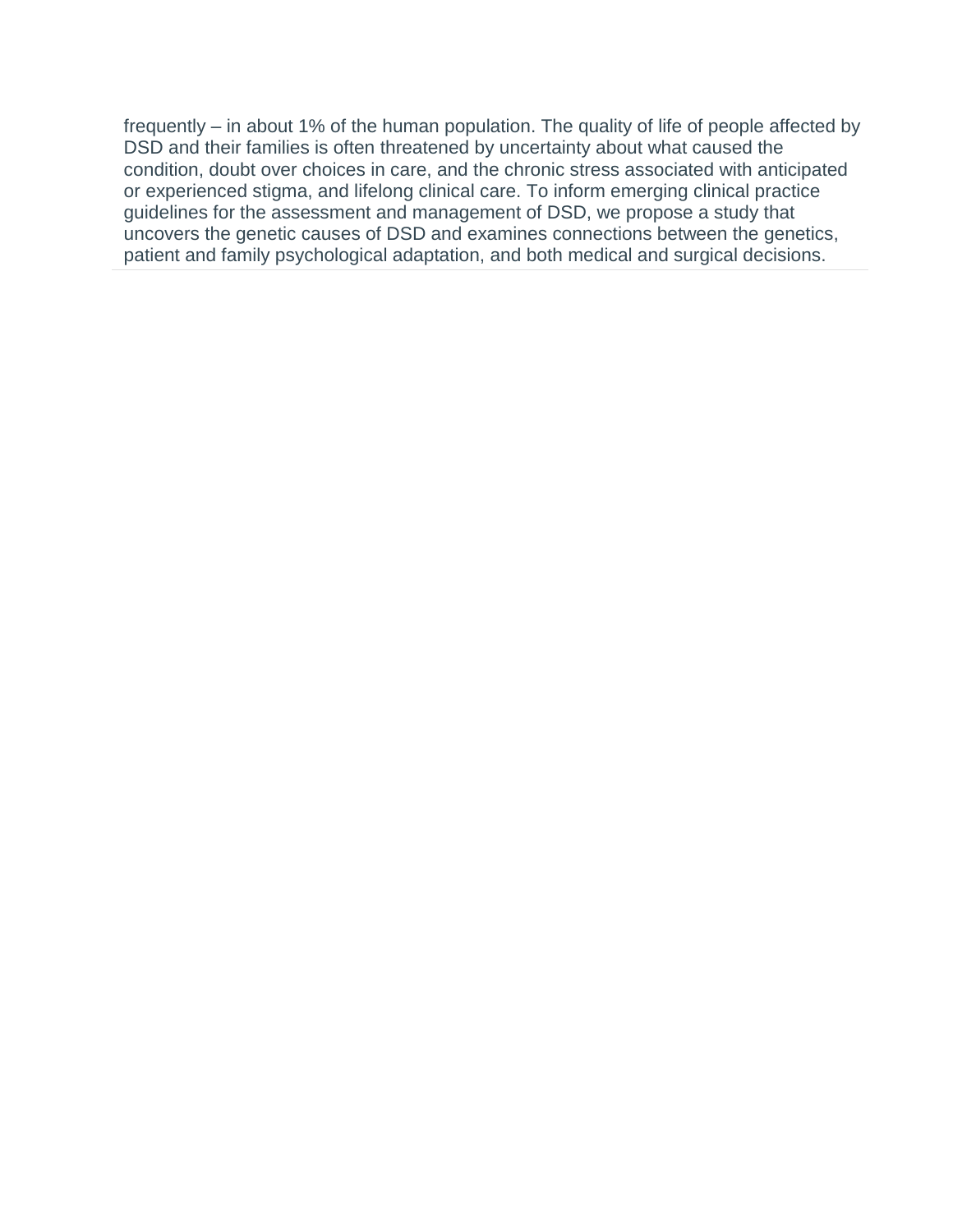frequently – in about 1% of the human population. The quality of life of people affected by DSD and their families is often threatened by uncertainty about what caused the condition, doubt over choices in care, and the chronic stress associated with anticipated or experienced stigma, and lifelong clinical care. To inform emerging clinical practice guidelines for the assessment and management of DSD, we propose a study that uncovers the genetic causes of DSD and examines connections between the genetics, patient and family psychological adaptation, and both medical and surgical decisions.